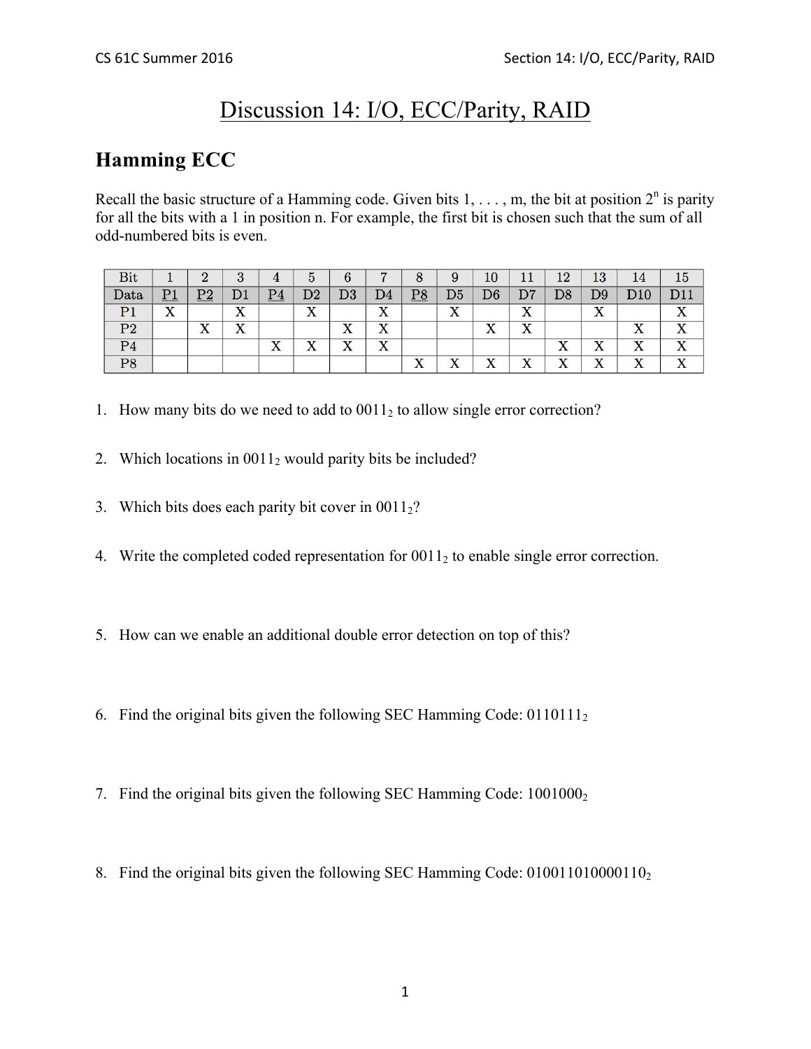# Discussion 14: I/O, ECC/Parity, RAID

## Hamming ECC

Recall the basic structure of a Hamming code. Given bits 1, . . . , m, the bit at position $2^n$ is parity for all the bits with a 1 in position n. For example, the first bit is chosen such that the sum of all odd-numbered bits is even.

| Bit | 1 | 2 | 3 | 4 | 5 | 6 | 7 | 8 | 9 | 10 | 11 | 12 | 13 | 14 | 15 |
|---|---|---|---|---|---|---|---|---|---|---|---|---|---|---|---|
| Data | P1 | P2 | D1 | P4 | D2 | D3 | D4 | P8 | D5 | D6 | D7 | D8 | D9 | D10 | D11 |
| P1 | X | | X | | X | | X | | X | | X | | X | | X |
| P2 | | X | X | | | X | X | | | X | X | | | X | X |
| P4 | | | | X | X | X | X | | | | | X | X | X | X |
| P8 | | | | | | | | X | X | X | X | X | X | X | X |

1. How many bits do we need to add to $0011_2$ to allow single error correction?

2. Which locations in $0011_2$ would parity bits be included?

3. Which bits does each parity bit cover in $0011_2$?

4. Write the completed coded representation for $0011_2$ to enable single error correction.

5. How can we enable an additional double error detection on top of this?

6. Find the original bits given the following SEC Hamming Code: $0110111_2$

7. Find the original bits given the following SEC Hamming Code: $1001000_2$

8. Find the original bits given the following SEC Hamming Code: $010011010000110_2$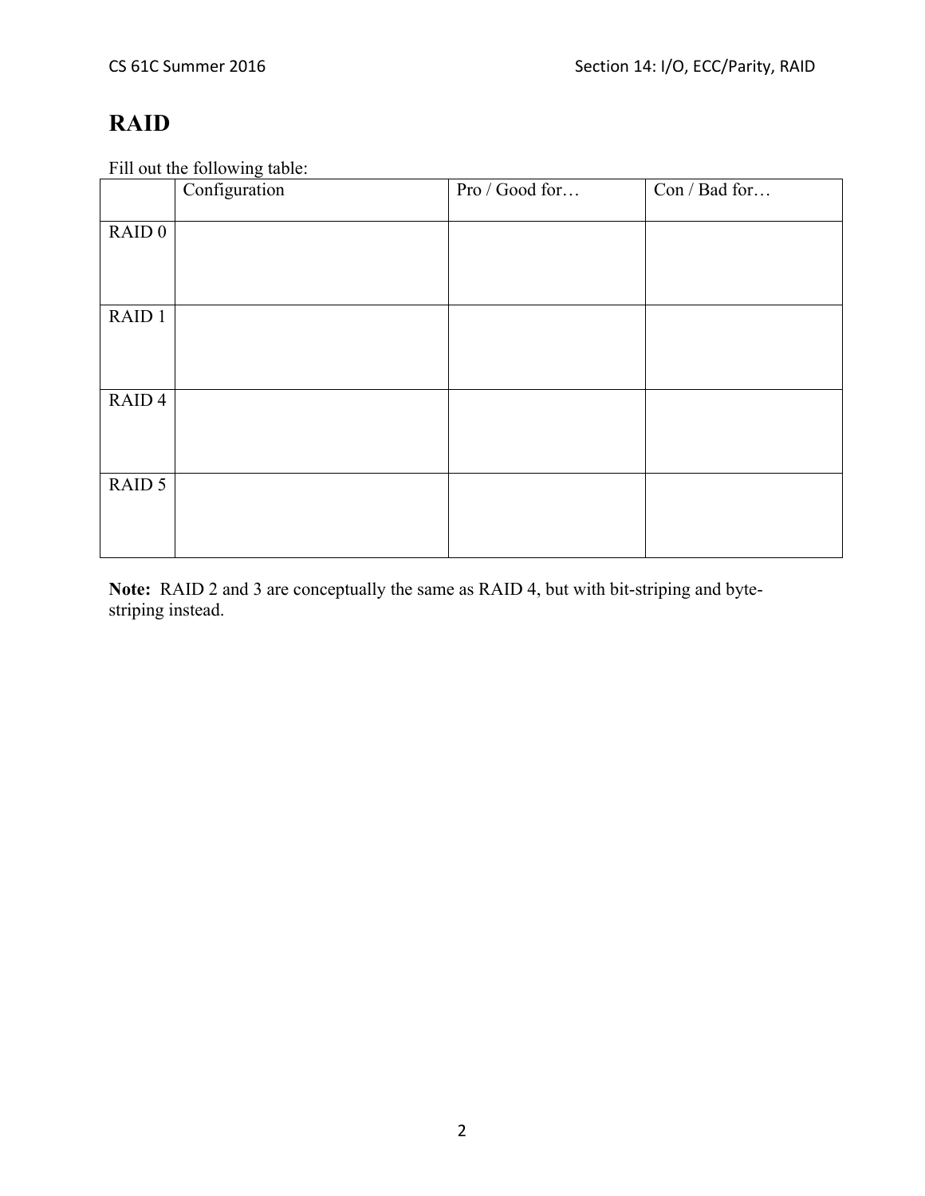# RAID

Fill out the following table:

| | Configuration | Pro / Good for… | Con / Bad for… |
|---|---|---|---|
| RAID 0 | | | |
| RAID 1 | | | |
| RAID 4 | | | |
| RAID 5 | | | |

**Note:** RAID 2 and 3 are conceptually the same as RAID 4, but with bit-striping and byte-striping instead.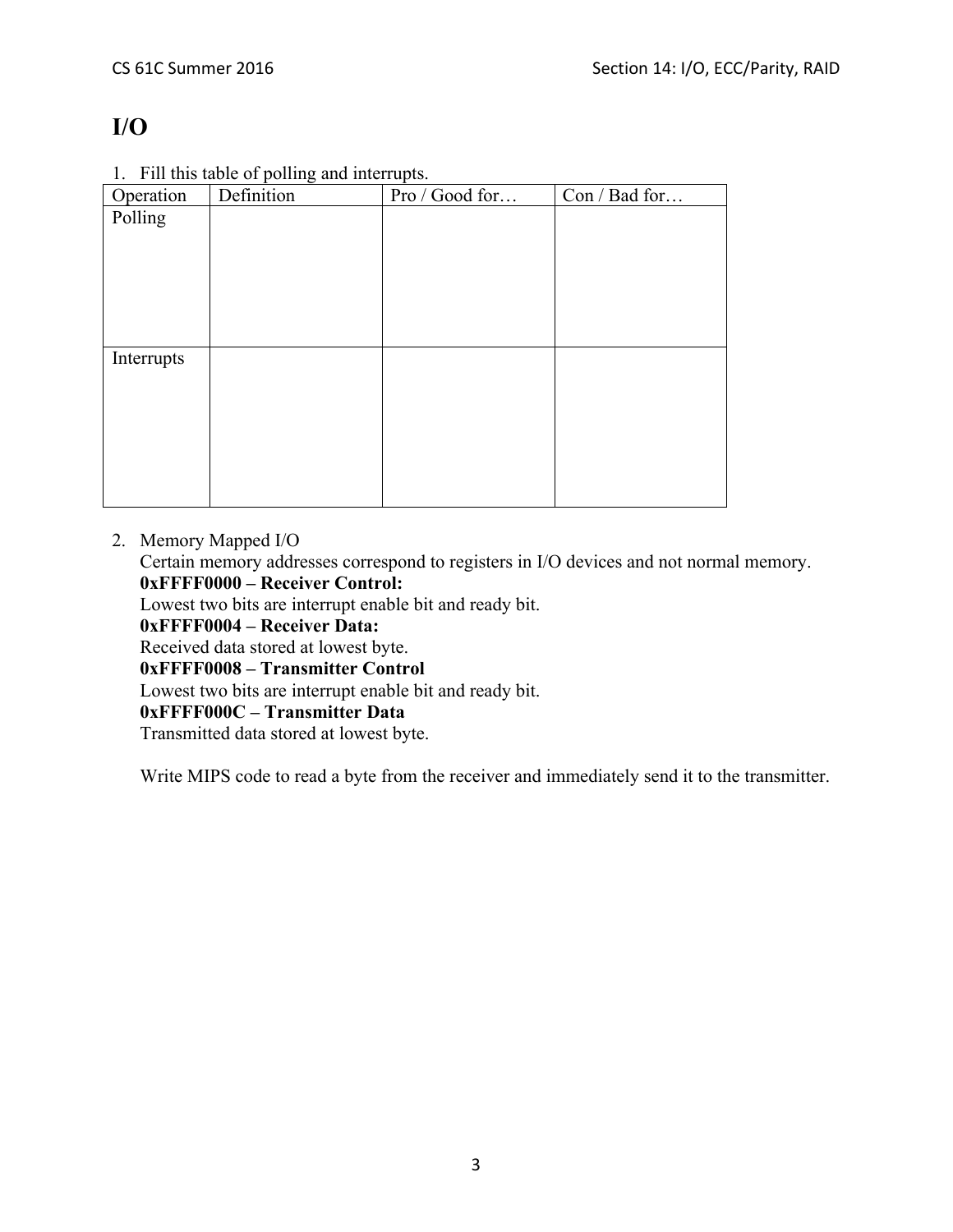# I/O

1. Fill this table of polling and interrupts.

| Operation | Definition | Pro / Good for… | Con / Bad for… |
|---|---|---|---|
| Polling | | | |
| Interrupts | | | |

2. Memory Mapped I/O
   Certain memory addresses correspond to registers in I/O devices and not normal memory.
   **0xFFFF0000 – Receiver Control:**
   Lowest two bits are interrupt enable bit and ready bit.
   **0xFFFF0004 – Receiver Data:**
   Received data stored at lowest byte.
   **0xFFFF0008 – Transmitter Control**
   Lowest two bits are interrupt enable bit and ready bit.
   **0xFFFF000C – Transmitter Data**
   Transmitted data stored at lowest byte.

   Write MIPS code to read a byte from the receiver and immediately send it to the transmitter.